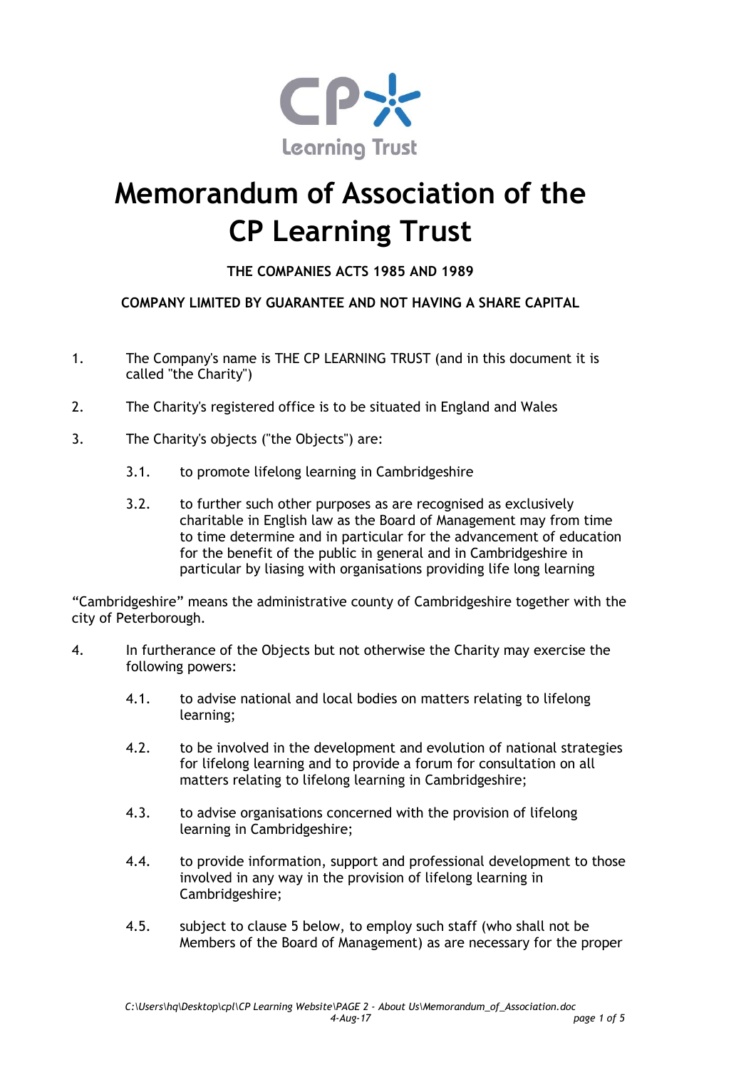# Memorandum of Association of the CP Learning Trust

**THE COMPANIES ACTS 1985 AND 1989**

**COMPANY LIMITED BY GUARANTEE AND NOT HAVING A SHARE CAPITAL**

1. The Company's name is THE CP LEARNING TRUST (and in this document it is called "the Charity")

2. The Charity's registered office is to be situated in England and Wales

3. The Charity's objects ("the Objects") are:

   3.1. to promote lifelong learning in Cambridgeshire

   3.2. to further such other purposes as are recognised as exclusively charitable in English law as the Board of Management may from time to time determine and in particular for the advancement of education for the benefit of the public in general and in Cambridgeshire in particular by liasing with organisations providing life long learning

"Cambridgeshire" means the administrative county of Cambridgeshire together with the city of Peterborough.

4. In furtherance of the Objects but not otherwise the Charity may exercise the following powers:

   4.1. to advise national and local bodies on matters relating to lifelong learning;

   4.2. to be involved in the development and evolution of national strategies for lifelong learning and to provide a forum for consultation on all matters relating to lifelong learning in Cambridgeshire;

   4.3. to advise organisations concerned with the provision of lifelong learning in Cambridgeshire;

   4.4. to provide information, support and professional development to those involved in any way in the provision of lifelong learning in Cambridgeshire;

   4.5. subject to clause 5 below, to employ such staff (who shall not be Members of the Board of Management) as are necessary for the proper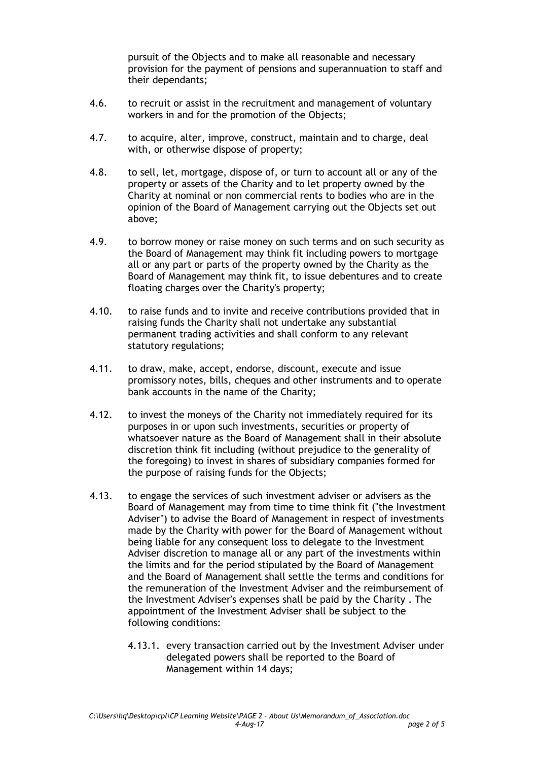pursuit of the Objects and to make all reasonable and necessary provision for the payment of pensions and superannuation to staff and their dependants;

4.6. to recruit or assist in the recruitment and management of voluntary workers in and for the promotion of the Objects;

4.7. to acquire, alter, improve, construct, maintain and to charge, deal with, or otherwise dispose of property;

4.8. to sell, let, mortgage, dispose of, or turn to account all or any of the property or assets of the Charity and to let property owned by the Charity at nominal or non commercial rents to bodies who are in the opinion of the Board of Management carrying out the Objects set out above;

4.9. to borrow money or raise money on such terms and on such security as the Board of Management may think fit including powers to mortgage all or any part or parts of the property owned by the Charity as the Board of Management may think fit, to issue debentures and to create floating charges over the Charity's property;

4.10. to raise funds and to invite and receive contributions provided that in raising funds the Charity shall not undertake any substantial permanent trading activities and shall conform to any relevant statutory regulations;

4.11. to draw, make, accept, endorse, discount, execute and issue promissory notes, bills, cheques and other instruments and to operate bank accounts in the name of the Charity;

4.12. to invest the moneys of the Charity not immediately required for its purposes in or upon such investments, securities or property of whatsoever nature as the Board of Management shall in their absolute discretion think fit including (without prejudice to the generality of the foregoing) to invest in shares of subsidiary companies formed for the purpose of raising funds for the Objects;

4.13. to engage the services of such investment adviser or advisers as the Board of Management may from time to time think fit ("the Investment Adviser") to advise the Board of Management in respect of investments made by the Charity with power for the Board of Management without being liable for any consequent loss to delegate to the Investment Adviser discretion to manage all or any part of the investments within the limits and for the period stipulated by the Board of Management and the Board of Management shall settle the terms and conditions for the remuneration of the Investment Adviser and the reimbursement of the Investment Adviser's expenses shall be paid by the Charity . The appointment of the Investment Adviser shall be subject to the following conditions:

4.13.1. every transaction carried out by the Investment Adviser under delegated powers shall be reported to the Board of Management within 14 days;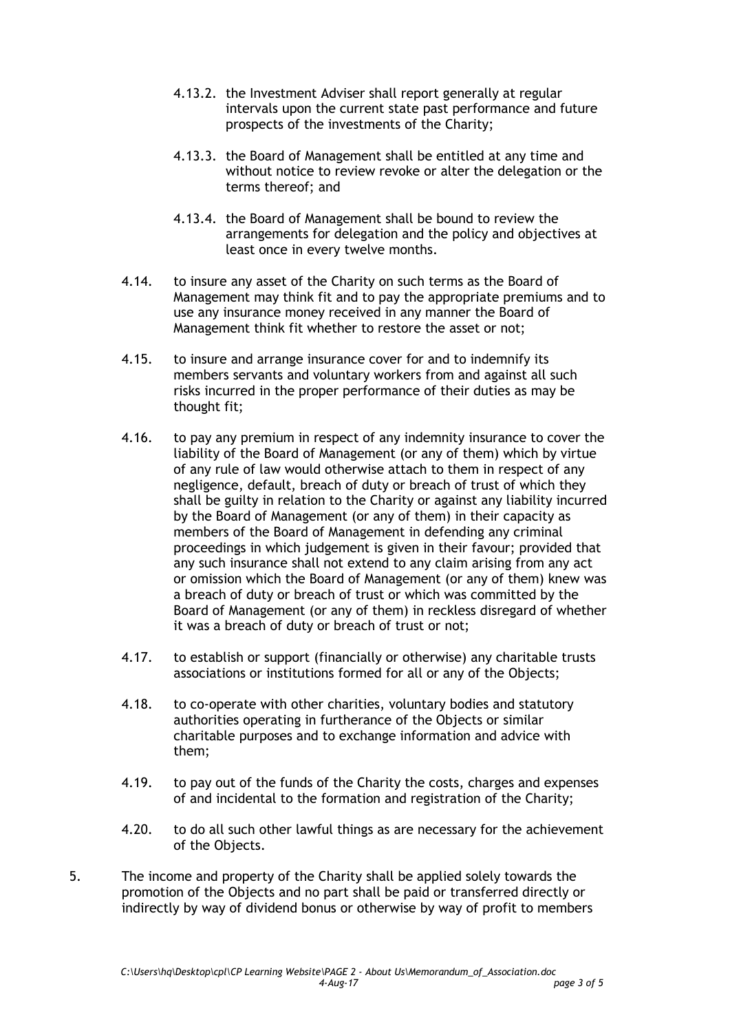4.13.2. the Investment Adviser shall report generally at regular intervals upon the current state past performance and future prospects of the investments of the Charity;

4.13.3. the Board of Management shall be entitled at any time and without notice to review revoke or alter the delegation or the terms thereof; and

4.13.4. the Board of Management shall be bound to review the arrangements for delegation and the policy and objectives at least once in every twelve months.

4.14. to insure any asset of the Charity on such terms as the Board of Management may think fit and to pay the appropriate premiums and to use any insurance money received in any manner the Board of Management think fit whether to restore the asset or not;

4.15. to insure and arrange insurance cover for and to indemnify its members servants and voluntary workers from and against all such risks incurred in the proper performance of their duties as may be thought fit;

4.16. to pay any premium in respect of any indemnity insurance to cover the liability of the Board of Management (or any of them) which by virtue of any rule of law would otherwise attach to them in respect of any negligence, default, breach of duty or breach of trust of which they shall be guilty in relation to the Charity or against any liability incurred by the Board of Management (or any of them) in their capacity as members of the Board of Management in defending any criminal proceedings in which judgement is given in their favour; provided that any such insurance shall not extend to any claim arising from any act or omission which the Board of Management (or any of them) knew was a breach of duty or breach of trust or which was committed by the Board of Management (or any of them) in reckless disregard of whether it was a breach of duty or breach of trust or not;

4.17. to establish or support (financially or otherwise) any charitable trusts associations or institutions formed for all or any of the Objects;

4.18. to co-operate with other charities, voluntary bodies and statutory authorities operating in furtherance of the Objects or similar charitable purposes and to exchange information and advice with them;

4.19. to pay out of the funds of the Charity the costs, charges and expenses of and incidental to the formation and registration of the Charity;

4.20. to do all such other lawful things as are necessary for the achievement of the Objects.

5. The income and property of the Charity shall be applied solely towards the promotion of the Objects and no part shall be paid or transferred directly or indirectly by way of dividend bonus or otherwise by way of profit to members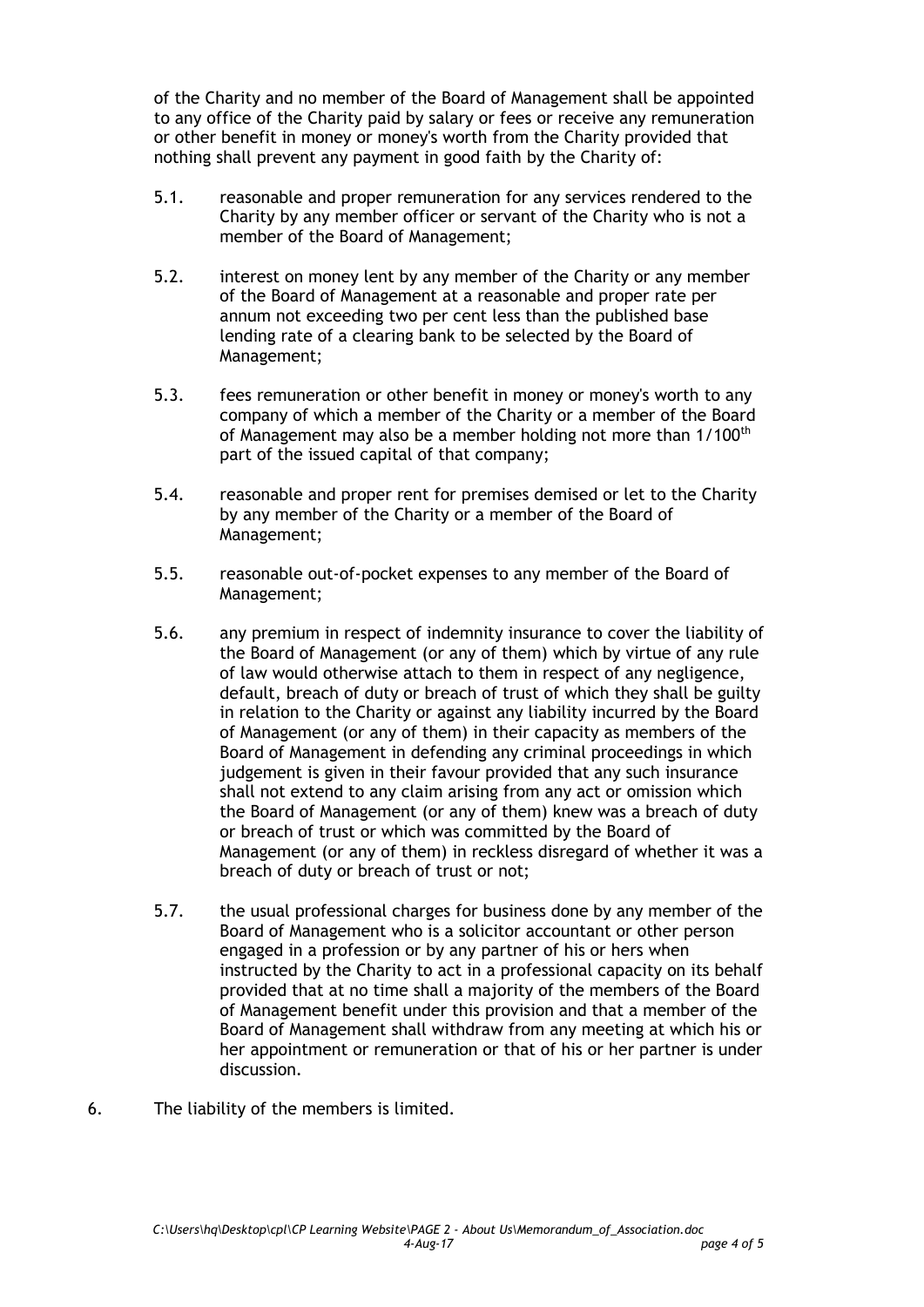of the Charity and no member of the Board of Management shall be appointed to any office of the Charity paid by salary or fees or receive any remuneration or other benefit in money or money's worth from the Charity provided that nothing shall prevent any payment in good faith by the Charity of:

5.1. reasonable and proper remuneration for any services rendered to the Charity by any member officer or servant of the Charity who is not a member of the Board of Management;

5.2. interest on money lent by any member of the Charity or any member of the Board of Management at a reasonable and proper rate per annum not exceeding two per cent less than the published base lending rate of a clearing bank to be selected by the Board of Management;

5.3. fees remuneration or other benefit in money or money's worth to any company of which a member of the Charity or a member of the Board of Management may also be a member holding not more than 1/100th part of the issued capital of that company;

5.4. reasonable and proper rent for premises demised or let to the Charity by any member of the Charity or a member of the Board of Management;

5.5. reasonable out-of-pocket expenses to any member of the Board of Management;

5.6. any premium in respect of indemnity insurance to cover the liability of the Board of Management (or any of them) which by virtue of any rule of law would otherwise attach to them in respect of any negligence, default, breach of duty or breach of trust of which they shall be guilty in relation to the Charity or against any liability incurred by the Board of Management (or any of them) in their capacity as members of the Board of Management in defending any criminal proceedings in which judgement is given in their favour provided that any such insurance shall not extend to any claim arising from any act or omission which the Board of Management (or any of them) knew was a breach of duty or breach of trust or which was committed by the Board of Management (or any of them) in reckless disregard of whether it was a breach of duty or breach of trust or not;

5.7. the usual professional charges for business done by any member of the Board of Management who is a solicitor accountant or other person engaged in a profession or by any partner of his or hers when instructed by the Charity to act in a professional capacity on its behalf provided that at no time shall a majority of the members of the Board of Management benefit under this provision and that a member of the Board of Management shall withdraw from any meeting at which his or her appointment or remuneration or that of his or her partner is under discussion.

6. The liability of the members is limited.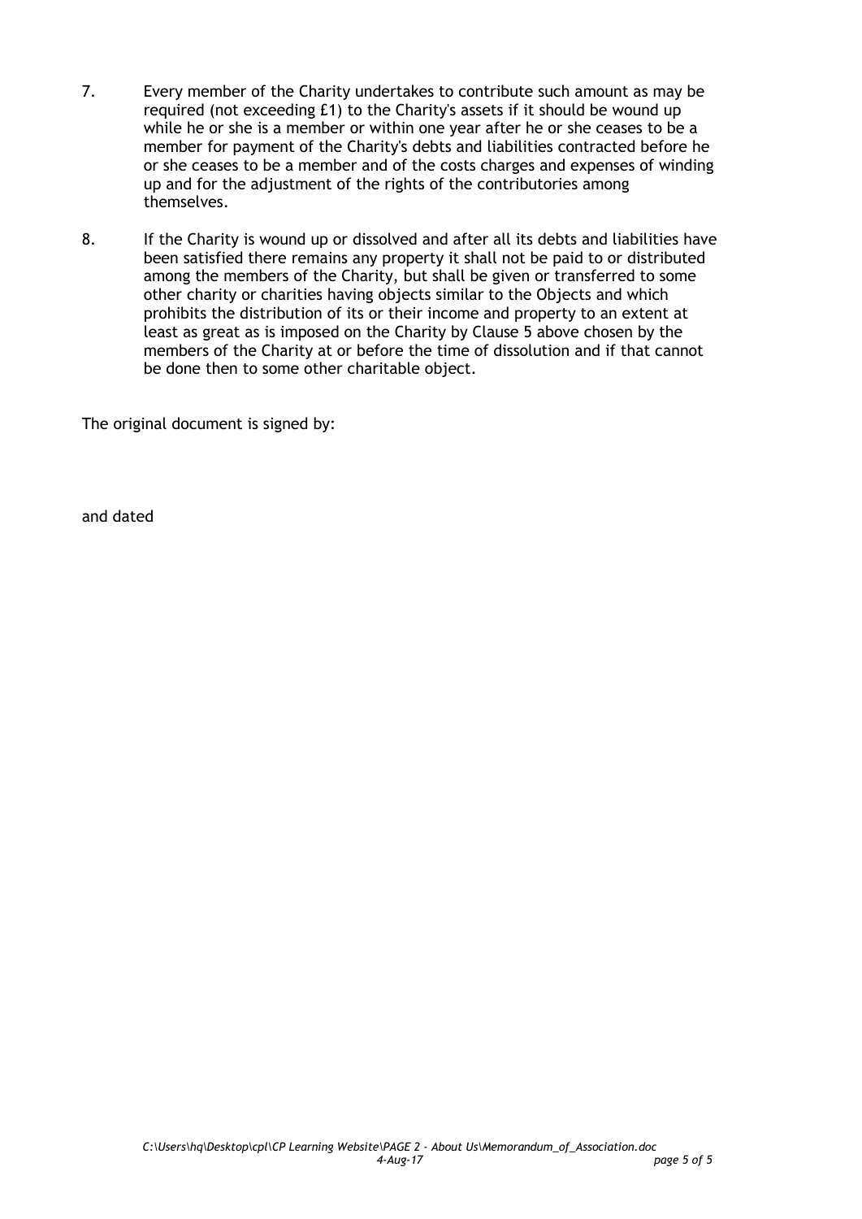7. Every member of the Charity undertakes to contribute such amount as may be required (not exceeding £1) to the Charity's assets if it should be wound up while he or she is a member or within one year after he or she ceases to be a member for payment of the Charity's debts and liabilities contracted before he or she ceases to be a member and of the costs charges and expenses of winding up and for the adjustment of the rights of the contributories among themselves.

8. If the Charity is wound up or dissolved and after all its debts and liabilities have been satisfied there remains any property it shall not be paid to or distributed among the members of the Charity, but shall be given or transferred to some other charity or charities having objects similar to the Objects and which prohibits the distribution of its or their income and property to an extent at least as great as is imposed on the Charity by Clause 5 above chosen by the members of the Charity at or before the time of dissolution and if that cannot be done then to some other charitable object.

The original document is signed by:

and dated